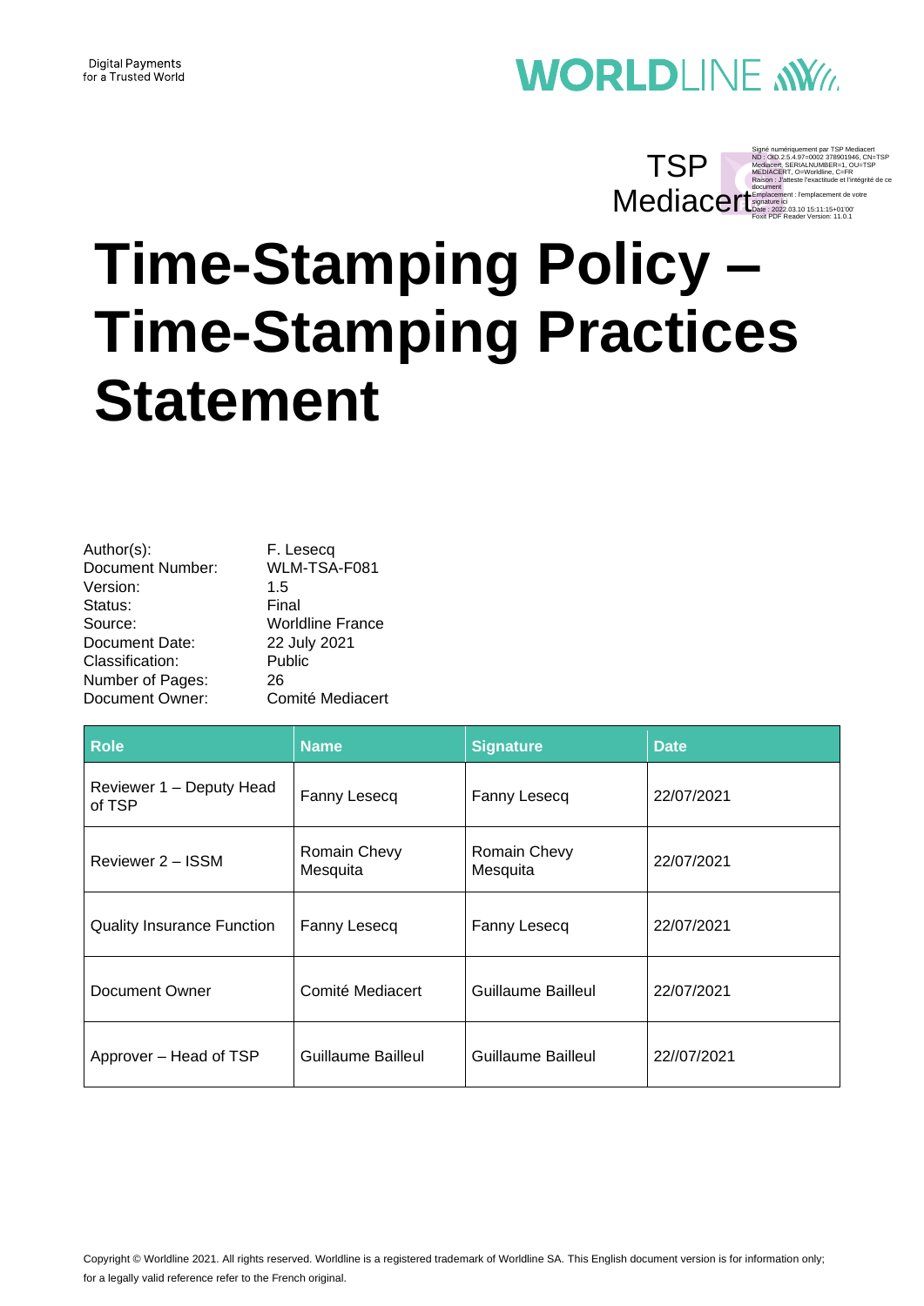Digital Payments
for a Trusted World

WORLDLINE

TSP Mediacert

Signé numériquement par TSP Mediacert
ND : OID.2.5.4.97=0002 378901946, CN=TSP Mediacert, SERIALNUMBER=1, OU=TSP MEDIACERT, O=Worldline, C=FR
Raison : J'atteste l'exactitude et l'intégrité de ce document
Emplacement : l'emplacement de votre signature ici
Date : 2022.03.10 15:11:15+01'00'
Foxit PDF Reader Version: 11.0.1

# Time-Stamping Policy – Time-Stamping Practices Statement

| | |
|---|---|
| Author(s): | F. Lesecq |
| Document Number: | WLM-TSA-F081 |
| Version: | 1.5 |
| Status: | Final |
| Source: | Worldline France |
| Document Date: | 22 July 2021 |
| Classification: | Public |
| Number of Pages: | 26 |
| Document Owner: | Comité Mediacert |

| Role | Name | Signature | Date |
|---|---|---|---|
| Reviewer 1 – Deputy Head of TSP | Fanny Lesecq | Fanny Lesecq | 22/07/2021 |
| Reviewer 2 – ISSM | Romain Chevy Mesquita | Romain Chevy Mesquita | 22/07/2021 |
| Quality Insurance Function | Fanny Lesecq | Fanny Lesecq | 22/07/2021 |
| Document Owner | Comité Mediacert | Guillaume Bailleul | 22/07/2021 |
| Approver – Head of TSP | Guillaume Bailleul | Guillaume Bailleul | 22//07/2021 |

Copyright © Worldline 2021. All rights reserved. Worldline is a registered trademark of Worldline SA. This English document version is for information only; for a legally valid reference refer to the French original.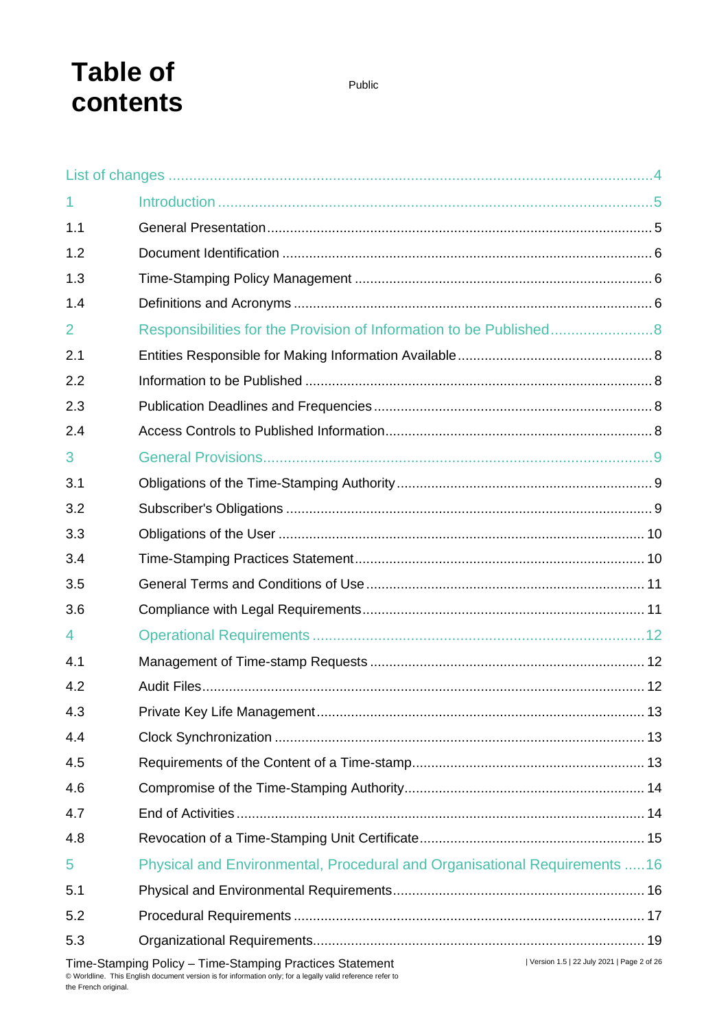# Table of contents

Public

| | | |
|---|---|---|
| List of changes | | 4 |
| 1 | Introduction | 5 |
| 1.1 | General Presentation | 5 |
| 1.2 | Document Identification | 6 |
| 1.3 | Time-Stamping Policy Management | 6 |
| 1.4 | Definitions and Acronyms | 6 |
| 2 | Responsibilities for the Provision of Information to be Published | 8 |
| 2.1 | Entities Responsible for Making Information Available | 8 |
| 2.2 | Information to be Published | 8 |
| 2.3 | Publication Deadlines and Frequencies | 8 |
| 2.4 | Access Controls to Published Information | 8 |
| 3 | General Provisions | 9 |
| 3.1 | Obligations of the Time-Stamping Authority | 9 |
| 3.2 | Subscriber's Obligations | 9 |
| 3.3 | Obligations of the User | 10 |
| 3.4 | Time-Stamping Practices Statement | 10 |
| 3.5 | General Terms and Conditions of Use | 11 |
| 3.6 | Compliance with Legal Requirements | 11 |
| 4 | Operational Requirements | 12 |
| 4.1 | Management of Time-stamp Requests | 12 |
| 4.2 | Audit Files | 12 |
| 4.3 | Private Key Life Management | 13 |
| 4.4 | Clock Synchronization | 13 |
| 4.5 | Requirements of the Content of a Time-stamp | 13 |
| 4.6 | Compromise of the Time-Stamping Authority | 14 |
| 4.7 | End of Activities | 14 |
| 4.8 | Revocation of a Time-Stamping Unit Certificate | 15 |
| 5 | Physical and Environmental, Procedural and Organisational Requirements | 16 |
| 5.1 | Physical and Environmental Requirements | 16 |
| 5.2 | Procedural Requirements | 17 |
| 5.3 | Organizational Requirements | 19 |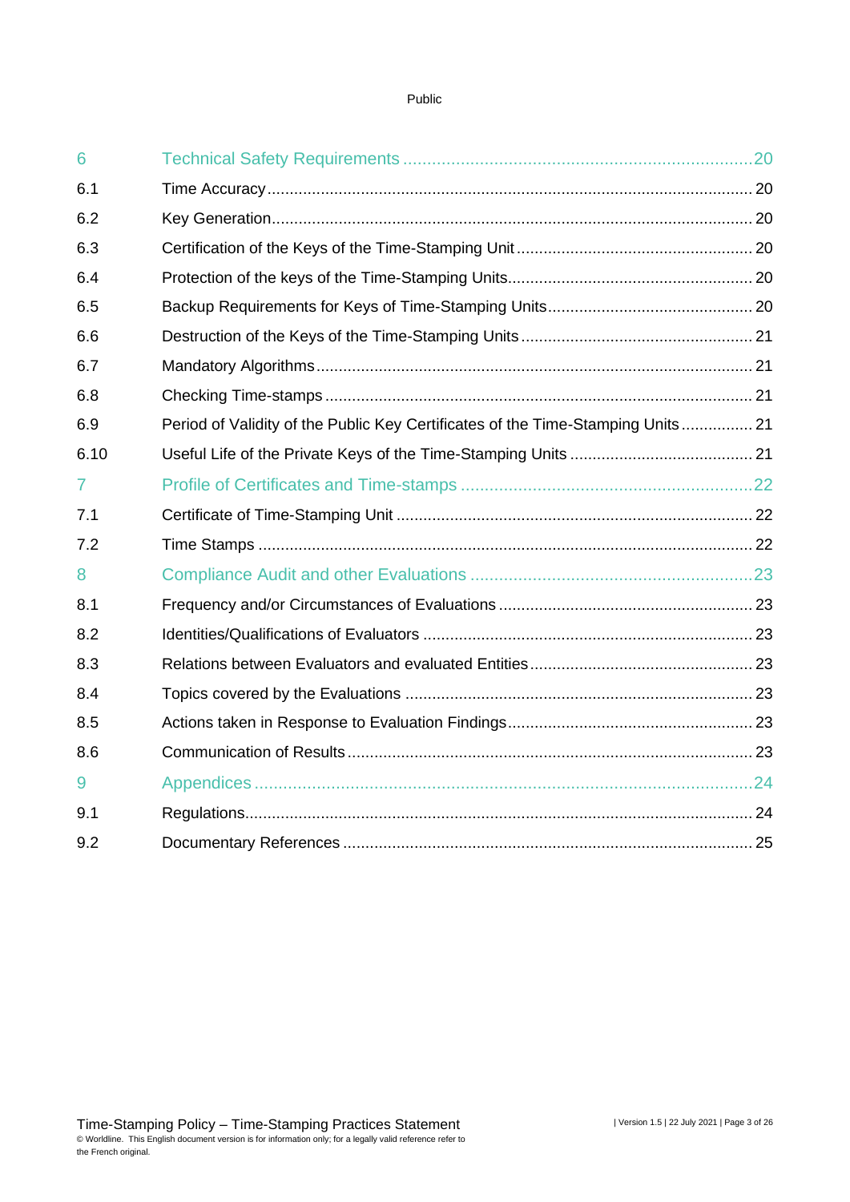| | | |
|---|---|---|
| 6 | Technical Safety Requirements | 20 |
| 6.1 | Time Accuracy | 20 |
| 6.2 | Key Generation | 20 |
| 6.3 | Certification of the Keys of the Time-Stamping Unit | 20 |
| 6.4 | Protection of the keys of the Time-Stamping Units | 20 |
| 6.5 | Backup Requirements for Keys of Time-Stamping Units | 20 |
| 6.6 | Destruction of the Keys of the Time-Stamping Units | 21 |
| 6.7 | Mandatory Algorithms | 21 |
| 6.8 | Checking Time-stamps | 21 |
| 6.9 | Period of Validity of the Public Key Certificates of the Time-Stamping Units | 21 |
| 6.10 | Useful Life of the Private Keys of the Time-Stamping Units | 21 |
| 7 | Profile of Certificates and Time-stamps | 22 |
| 7.1 | Certificate of Time-Stamping Unit | 22 |
| 7.2 | Time Stamps | 22 |
| 8 | Compliance Audit and other Evaluations | 23 |
| 8.1 | Frequency and/or Circumstances of Evaluations | 23 |
| 8.2 | Identities/Qualifications of Evaluators | 23 |
| 8.3 | Relations between Evaluators and evaluated Entities | 23 |
| 8.4 | Topics covered by the Evaluations | 23 |
| 8.5 | Actions taken in Response to Evaluation Findings | 23 |
| 8.6 | Communication of Results | 23 |
| 9 | Appendices | 24 |
| 9.1 | Regulations | 24 |
| 9.2 | Documentary References | 25 |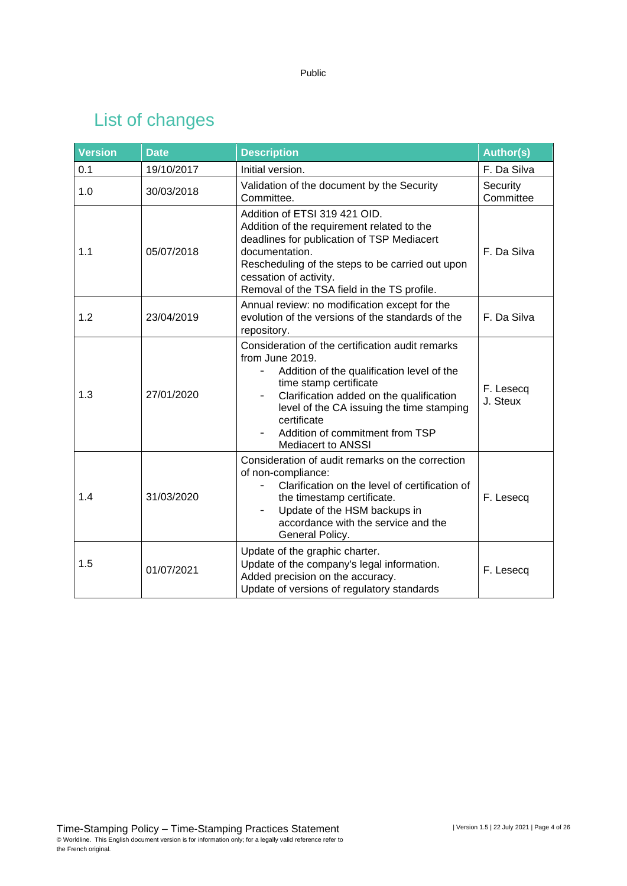# List of changes

| Version | Date | Description | Author(s) |
|---|---|---|---|
| 0.1 | 19/10/2017 | Initial version. | F. Da Silva |
| 1.0 | 30/03/2018 | Validation of the document by the Security Committee. | Security Committee |
| 1.1 | 05/07/2018 | Addition of ETSI 319 421 OID.<br>Addition of the requirement related to the deadlines for publication of TSP Mediacert documentation.<br>Rescheduling of the steps to be carried out upon cessation of activity.<br>Removal of the TSA field in the TS profile. | F. Da Silva |
| 1.2 | 23/04/2019 | Annual review: no modification except for the evolution of the versions of the standards of the repository. | F. Da Silva |
| 1.3 | 27/01/2020 | Consideration of the certification audit remarks from June 2019.<br>- Addition of the qualification level of the time stamp certificate<br>- Clarification added on the qualification level of the CA issuing the time stamping certificate<br>- Addition of commitment from TSP Mediacert to ANSSI | F. Lesecq<br>J. Steux |
| 1.4 | 31/03/2020 | Consideration of audit remarks on the correction of non-compliance:<br>- Clarification on the level of certification of the timestamp certificate.<br>- Update of the HSM backups in accordance with the service and the General Policy. | F. Lesecq |
| 1.5 | 01/07/2021 | Update of the graphic charter.<br>Update of the company's legal information.<br>Added precision on the accuracy.<br>Update of versions of regulatory standards | F. Lesecq |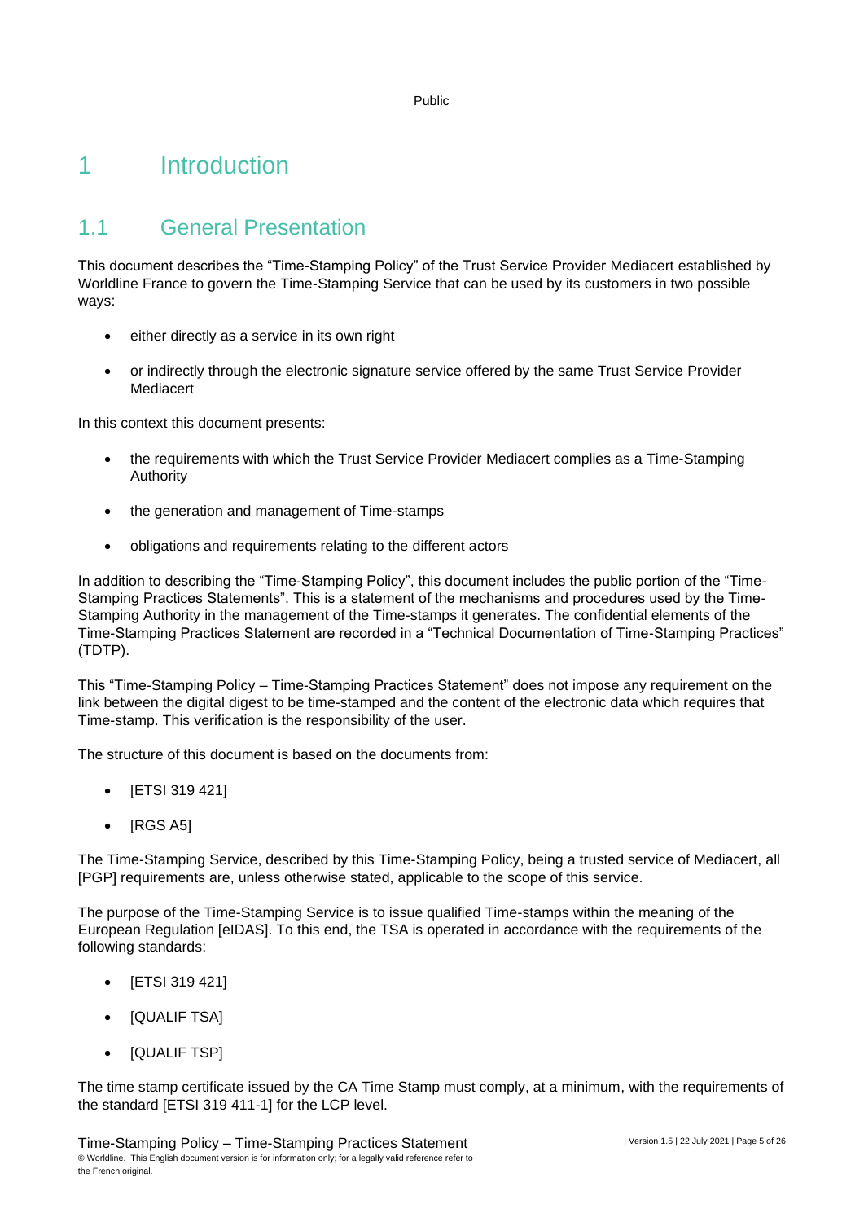# 1 Introduction

## 1.1 General Presentation

This document describes the “Time-Stamping Policy” of the Trust Service Provider Mediacert established by Worldline France to govern the Time-Stamping Service that can be used by its customers in two possible ways:

- either directly as a service in its own right
- or indirectly through the electronic signature service offered by the same Trust Service Provider Mediacert

In this context this document presents:

- the requirements with which the Trust Service Provider Mediacert complies as a Time-Stamping Authority
- the generation and management of Time-stamps
- obligations and requirements relating to the different actors

In addition to describing the “Time-Stamping Policy”, this document includes the public portion of the “Time-Stamping Practices Statements”. This is a statement of the mechanisms and procedures used by the Time-Stamping Authority in the management of the Time-stamps it generates. The confidential elements of the Time-Stamping Practices Statement are recorded in a “Technical Documentation of Time-Stamping Practices” (TDTP).

This “Time-Stamping Policy – Time-Stamping Practices Statement” does not impose any requirement on the link between the digital digest to be time-stamped and the content of the electronic data which requires that Time-stamp. This verification is the responsibility of the user.

The structure of this document is based on the documents from:

- [ETSI 319 421]
- [RGS A5]

The Time-Stamping Service, described by this Time-Stamping Policy, being a trusted service of Mediacert, all [PGP] requirements are, unless otherwise stated, applicable to the scope of this service.

The purpose of the Time-Stamping Service is to issue qualified Time-stamps within the meaning of the European Regulation [eIDAS]. To this end, the TSA is operated in accordance with the requirements of the following standards:

- [ETSI 319 421]
- [QUALIF TSA]
- [QUALIF TSP]

The time stamp certificate issued by the CA Time Stamp must comply, at a minimum, with the requirements of the standard [ETSI 319 411-1] for the LCP level.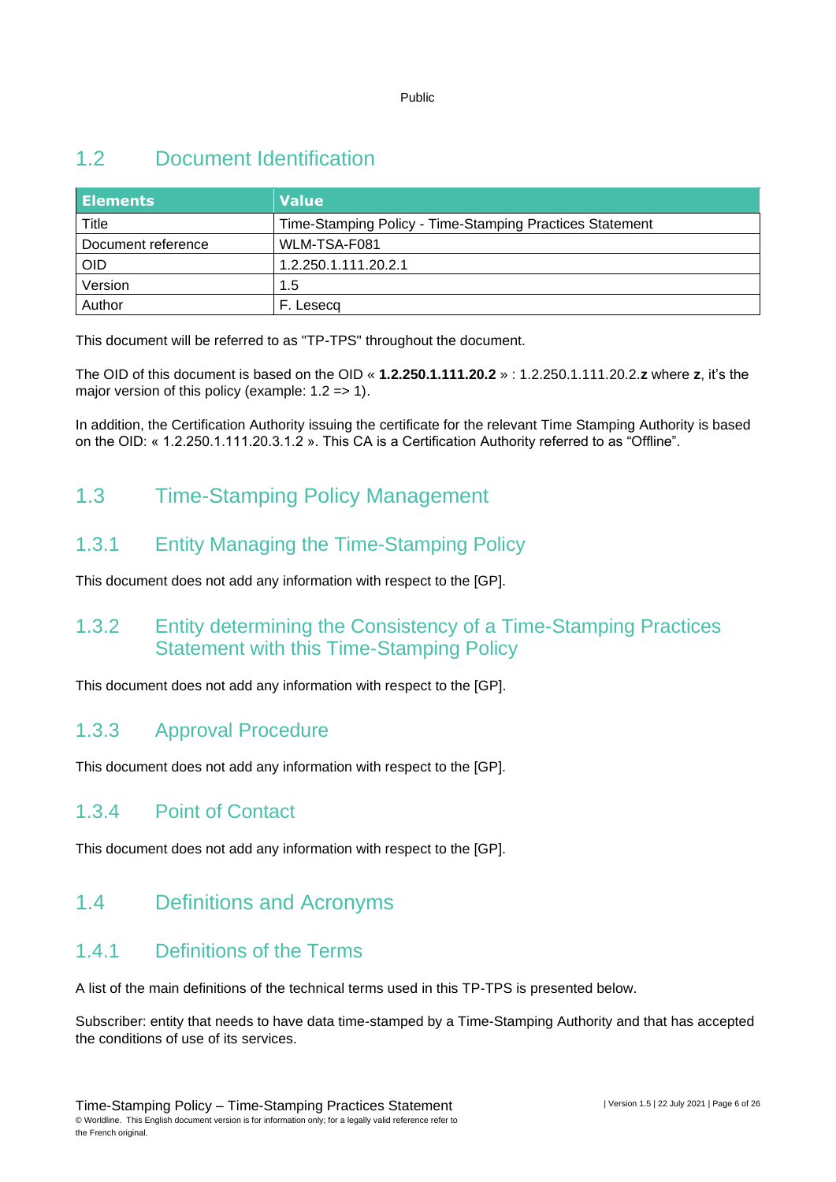## 1.2 Document Identification

| Elements | Value |
|---|---|
| Title | Time-Stamping Policy - Time-Stamping Practices Statement |
| Document reference | WLM-TSA-F081 |
| OID | 1.2.250.1.111.20.2.1 |
| Version | 1.5 |
| Author | F. Lesecq |

This document will be referred to as "TP-TPS" throughout the document.

The OID of this document is based on the OID « **1.2.250.1.111.20.2** » : 1.2.250.1.111.20.2.**z** where **z**, it's the major version of this policy (example: 1.2 => 1).

In addition, the Certification Authority issuing the certificate for the relevant Time Stamping Authority is based on the OID: « 1.2.250.1.111.20.3.1.2 ». This CA is a Certification Authority referred to as "Offline".

## 1.3 Time-Stamping Policy Management

### 1.3.1 Entity Managing the Time-Stamping Policy

This document does not add any information with respect to the [GP].

### 1.3.2 Entity determining the Consistency of a Time-Stamping Practices Statement with this Time-Stamping Policy

This document does not add any information with respect to the [GP].

### 1.3.3 Approval Procedure

This document does not add any information with respect to the [GP].

### 1.3.4 Point of Contact

This document does not add any information with respect to the [GP].

## 1.4 Definitions and Acronyms

### 1.4.1 Definitions of the Terms

A list of the main definitions of the technical terms used in this TP-TPS is presented below.

Subscriber: entity that needs to have data time-stamped by a Time-Stamping Authority and that has accepted the conditions of use of its services.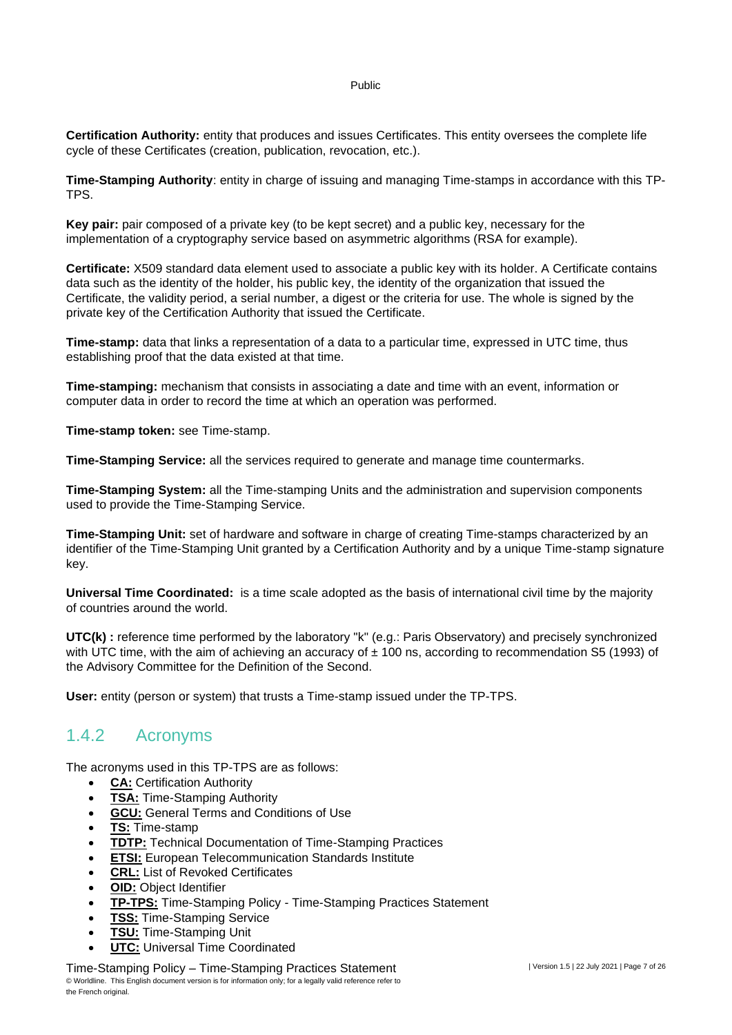**Certification Authority:** entity that produces and issues Certificates. This entity oversees the complete life cycle of these Certificates (creation, publication, revocation, etc.).

**Time-Stamping Authority**: entity in charge of issuing and managing Time-stamps in accordance with this TP-TPS.

**Key pair:** pair composed of a private key (to be kept secret) and a public key, necessary for the implementation of a cryptography service based on asymmetric algorithms (RSA for example).

**Certificate:** X509 standard data element used to associate a public key with its holder. A Certificate contains data such as the identity of the holder, his public key, the identity of the organization that issued the Certificate, the validity period, a serial number, a digest or the criteria for use. The whole is signed by the private key of the Certification Authority that issued the Certificate.

**Time-stamp:** data that links a representation of a data to a particular time, expressed in UTC time, thus establishing proof that the data existed at that time.

**Time-stamping:** mechanism that consists in associating a date and time with an event, information or computer data in order to record the time at which an operation was performed.

**Time-stamp token:** see Time-stamp.

**Time-Stamping Service:** all the services required to generate and manage time countermarks.

**Time-Stamping System:** all the Time-stamping Units and the administration and supervision components used to provide the Time-Stamping Service.

**Time-Stamping Unit:** set of hardware and software in charge of creating Time-stamps characterized by an identifier of the Time-Stamping Unit granted by a Certification Authority and by a unique Time-stamp signature key.

**Universal Time Coordinated:** is a time scale adopted as the basis of international civil time by the majority of countries around the world.

**UTC(k) :** reference time performed by the laboratory "k" (e.g.: Paris Observatory) and precisely synchronized with UTC time, with the aim of achieving an accuracy of ± 100 ns, according to recommendation S5 (1993) of the Advisory Committee for the Definition of the Second.

**User:** entity (person or system) that trusts a Time-stamp issued under the TP-TPS.

### 1.4.2 Acronyms

The acronyms used in this TP-TPS are as follows:

- **CA:** Certification Authority
- **TSA:** Time-Stamping Authority
- **GCU:** General Terms and Conditions of Use
- **TS:** Time-stamp
- **TDTP:** Technical Documentation of Time-Stamping Practices
- **ETSI:** European Telecommunication Standards Institute
- **CRL:** List of Revoked Certificates
- **OID:** Object Identifier
- **TP-TPS:** Time-Stamping Policy - Time-Stamping Practices Statement
- **TSS:** Time-Stamping Service
- **TSU:** Time-Stamping Unit
- **UTC:** Universal Time Coordinated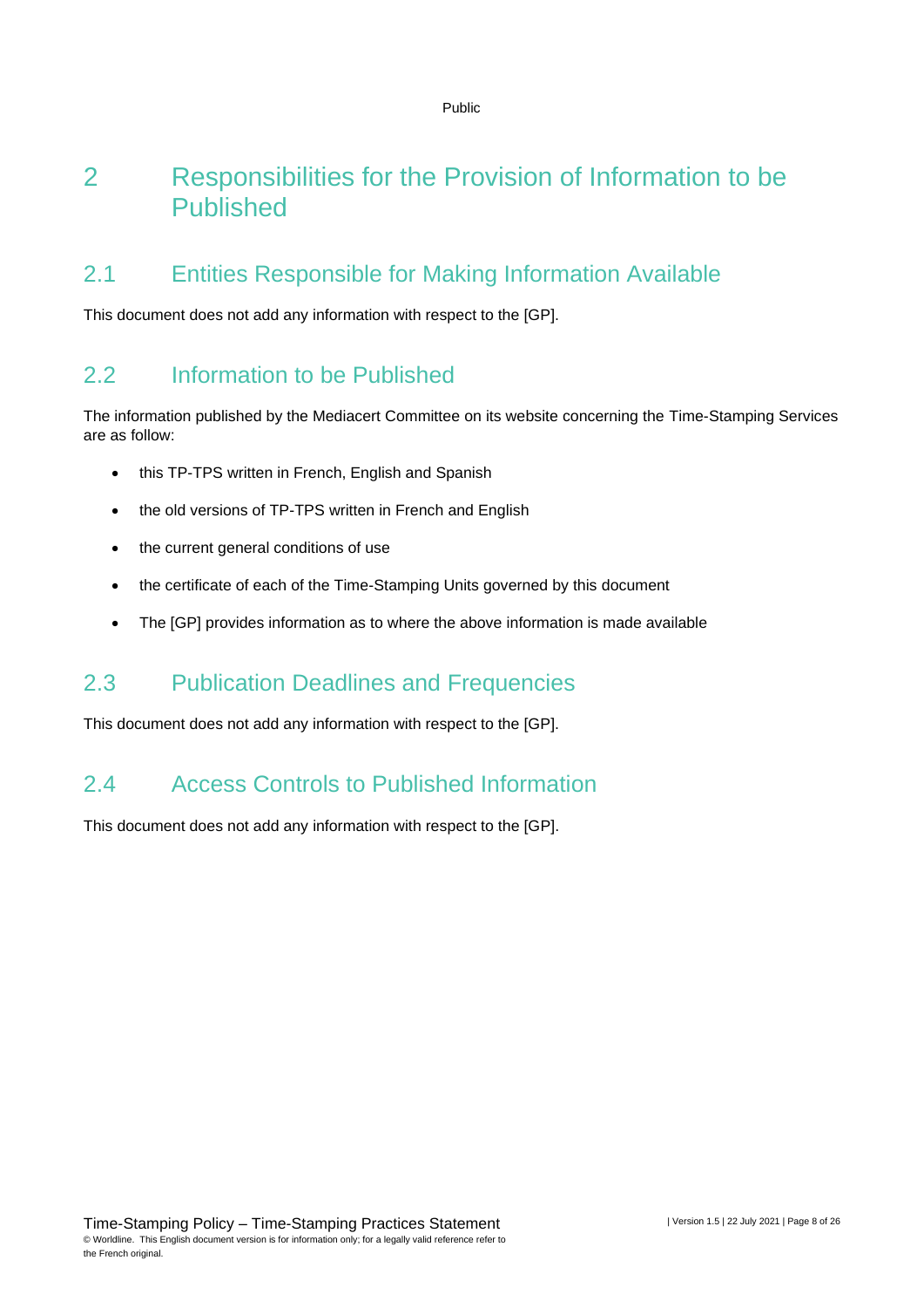# 2 Responsibilities for the Provision of Information to be Published

## 2.1 Entities Responsible for Making Information Available

This document does not add any information with respect to the [GP].

## 2.2 Information to be Published

The information published by the Mediacert Committee on its website concerning the Time-Stamping Services are as follow:

- this TP-TPS written in French, English and Spanish
- the old versions of TP-TPS written in French and English
- the current general conditions of use
- the certificate of each of the Time-Stamping Units governed by this document
- The [GP] provides information as to where the above information is made available

## 2.3 Publication Deadlines and Frequencies

This document does not add any information with respect to the [GP].

## 2.4 Access Controls to Published Information

This document does not add any information with respect to the [GP].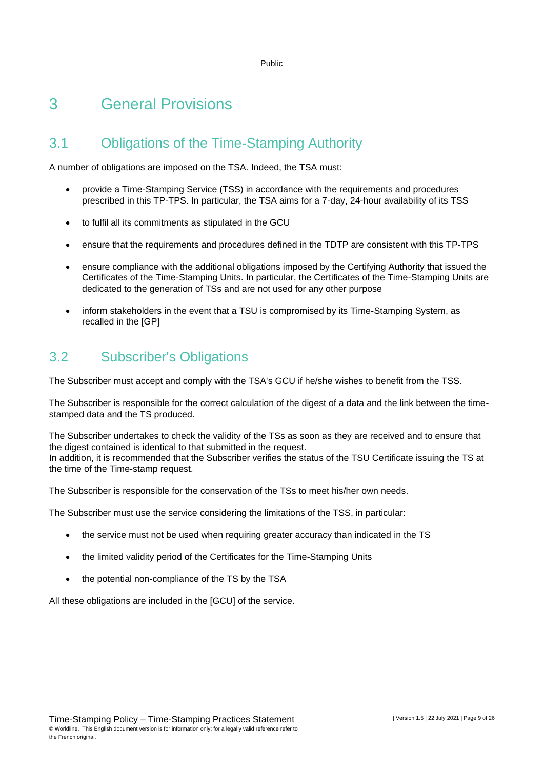# 3 General Provisions

## 3.1 Obligations of the Time-Stamping Authority

A number of obligations are imposed on the TSA. Indeed, the TSA must:

- provide a Time-Stamping Service (TSS) in accordance with the requirements and procedures prescribed in this TP-TPS. In particular, the TSA aims for a 7-day, 24-hour availability of its TSS
- to fulfil all its commitments as stipulated in the GCU
- ensure that the requirements and procedures defined in the TDTP are consistent with this TP-TPS
- ensure compliance with the additional obligations imposed by the Certifying Authority that issued the Certificates of the Time-Stamping Units. In particular, the Certificates of the Time-Stamping Units are dedicated to the generation of TSs and are not used for any other purpose
- inform stakeholders in the event that a TSU is compromised by its Time-Stamping System, as recalled in the [GP]

## 3.2 Subscriber's Obligations

The Subscriber must accept and comply with the TSA's GCU if he/she wishes to benefit from the TSS.

The Subscriber is responsible for the correct calculation of the digest of a data and the link between the time-stamped data and the TS produced.

The Subscriber undertakes to check the validity of the TSs as soon as they are received and to ensure that the digest contained is identical to that submitted in the request.
In addition, it is recommended that the Subscriber verifies the status of the TSU Certificate issuing the TS at the time of the Time-stamp request.

The Subscriber is responsible for the conservation of the TSs to meet his/her own needs.

The Subscriber must use the service considering the limitations of the TSS, in particular:

- the service must not be used when requiring greater accuracy than indicated in the TS
- the limited validity period of the Certificates for the Time-Stamping Units
- the potential non-compliance of the TS by the TSA

All these obligations are included in the [GCU] of the service.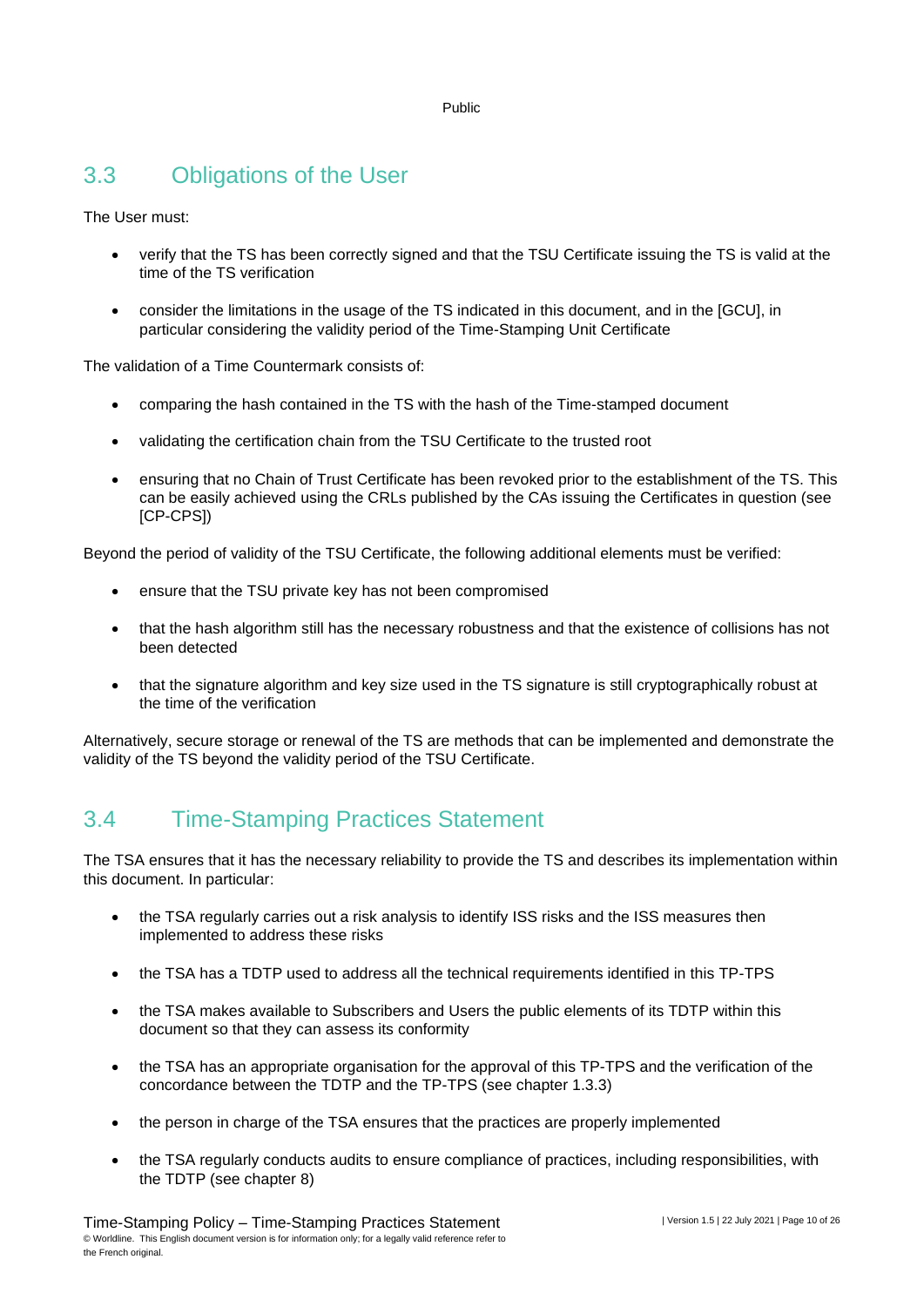## 3.3 Obligations of the User

The User must:

- verify that the TS has been correctly signed and that the TSU Certificate issuing the TS is valid at the time of the TS verification
- consider the limitations in the usage of the TS indicated in this document, and in the [GCU], in particular considering the validity period of the Time-Stamping Unit Certificate

The validation of a Time Countermark consists of:

- comparing the hash contained in the TS with the hash of the Time-stamped document
- validating the certification chain from the TSU Certificate to the trusted root
- ensuring that no Chain of Trust Certificate has been revoked prior to the establishment of the TS. This can be easily achieved using the CRLs published by the CAs issuing the Certificates in question (see [CP-CPS])

Beyond the period of validity of the TSU Certificate, the following additional elements must be verified:

- ensure that the TSU private key has not been compromised
- that the hash algorithm still has the necessary robustness and that the existence of collisions has not been detected
- that the signature algorithm and key size used in the TS signature is still cryptographically robust at the time of the verification

Alternatively, secure storage or renewal of the TS are methods that can be implemented and demonstrate the validity of the TS beyond the validity period of the TSU Certificate.

## 3.4 Time-Stamping Practices Statement

The TSA ensures that it has the necessary reliability to provide the TS and describes its implementation within this document. In particular:

- the TSA regularly carries out a risk analysis to identify ISS risks and the ISS measures then implemented to address these risks
- the TSA has a TDTP used to address all the technical requirements identified in this TP-TPS
- the TSA makes available to Subscribers and Users the public elements of its TDTP within this document so that they can assess its conformity
- the TSA has an appropriate organisation for the approval of this TP-TPS and the verification of the concordance between the TDTP and the TP-TPS (see chapter 1.3.3)
- the person in charge of the TSA ensures that the practices are properly implemented
- the TSA regularly conducts audits to ensure compliance of practices, including responsibilities, with the TDTP (see chapter 8)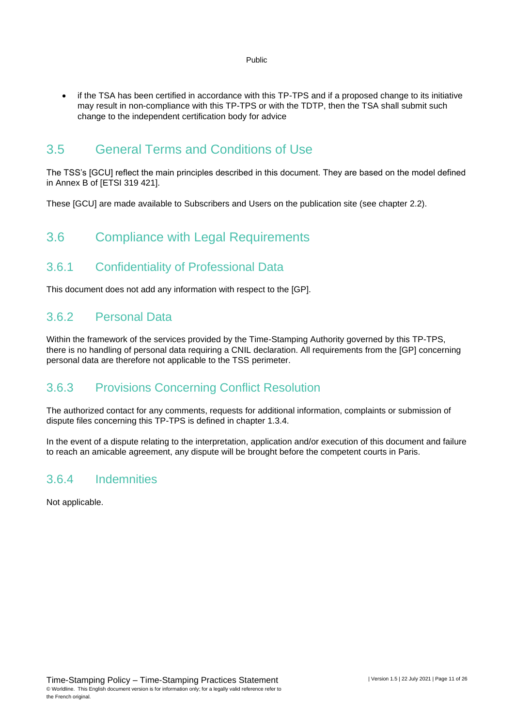- if the TSA has been certified in accordance with this TP-TPS and if a proposed change to its initiative may result in non-compliance with this TP-TPS or with the TDTP, then the TSA shall submit such change to the independent certification body for advice

## 3.5 General Terms and Conditions of Use

The TSS's [GCU] reflect the main principles described in this document. They are based on the model defined in Annex B of [ETSI 319 421].

These [GCU] are made available to Subscribers and Users on the publication site (see chapter 2.2).

## 3.6 Compliance with Legal Requirements

### 3.6.1 Confidentiality of Professional Data

This document does not add any information with respect to the [GP].

### 3.6.2 Personal Data

Within the framework of the services provided by the Time-Stamping Authority governed by this TP-TPS, there is no handling of personal data requiring a CNIL declaration. All requirements from the [GP] concerning personal data are therefore not applicable to the TSS perimeter.

### 3.6.3 Provisions Concerning Conflict Resolution

The authorized contact for any comments, requests for additional information, complaints or submission of dispute files concerning this TP-TPS is defined in chapter 1.3.4.

In the event of a dispute relating to the interpretation, application and/or execution of this document and failure to reach an amicable agreement, any dispute will be brought before the competent courts in Paris.

### 3.6.4 Indemnities

Not applicable.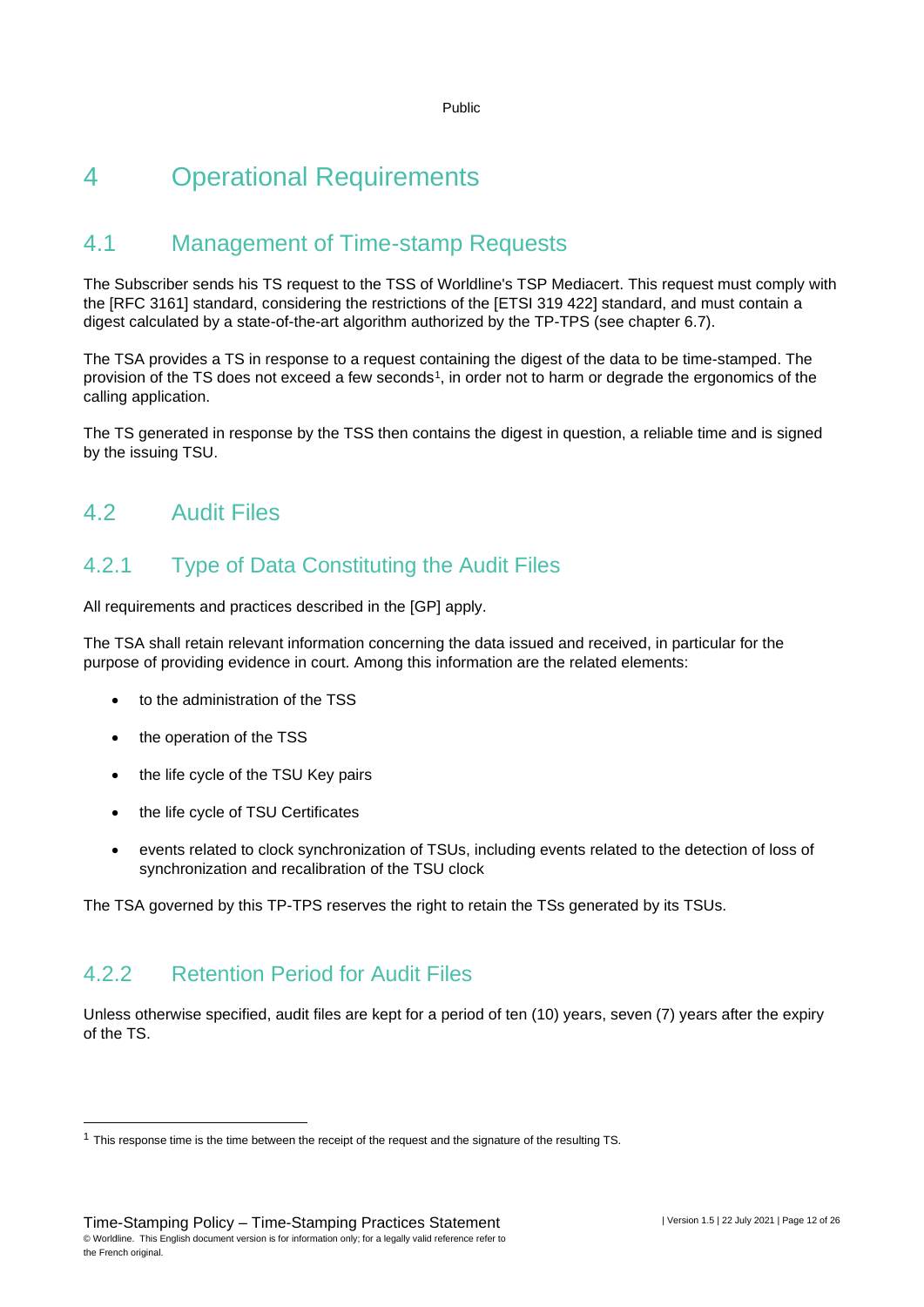# 4 Operational Requirements

## 4.1 Management of Time-stamp Requests

The Subscriber sends his TS request to the TSS of Worldline's TSP Mediacert. This request must comply with the [RFC 3161] standard, considering the restrictions of the [ETSI 319 422] standard, and must contain a digest calculated by a state-of-the-art algorithm authorized by the TP-TPS (see chapter 6.7).

The TSA provides a TS in response to a request containing the digest of the data to be time-stamped. The provision of the TS does not exceed a few seconds[1], in order not to harm or degrade the ergonomics of the calling application.

The TS generated in response by the TSS then contains the digest in question, a reliable time and is signed by the issuing TSU.

## 4.2 Audit Files

### 4.2.1 Type of Data Constituting the Audit Files

All requirements and practices described in the [GP] apply.

The TSA shall retain relevant information concerning the data issued and received, in particular for the purpose of providing evidence in court. Among this information are the related elements:

- to the administration of the TSS
- the operation of the TSS
- the life cycle of the TSU Key pairs
- the life cycle of TSU Certificates
- events related to clock synchronization of TSUs, including events related to the detection of loss of synchronization and recalibration of the TSU clock

The TSA governed by this TP-TPS reserves the right to retain the TSs generated by its TSUs.

### 4.2.2 Retention Period for Audit Files

Unless otherwise specified, audit files are kept for a period of ten (10) years, seven (7) years after the expiry of the TS.

[1] This response time is the time between the receipt of the request and the signature of the resulting TS.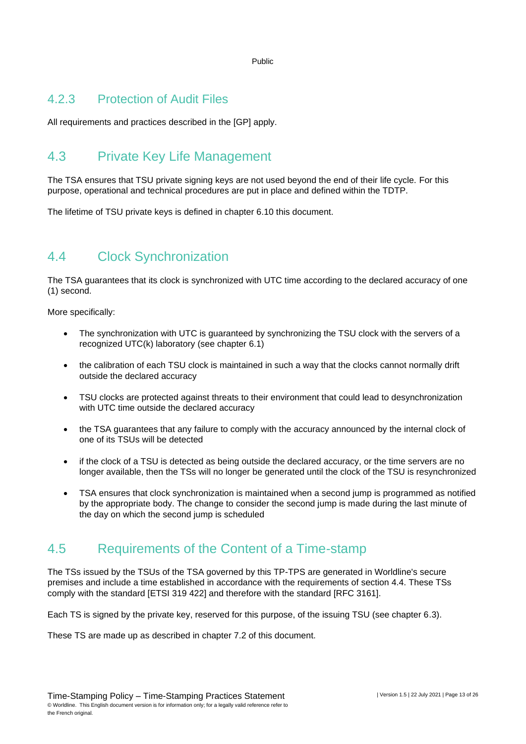### 4.2.3 Protection of Audit Files

All requirements and practices described in the [GP] apply.

## 4.3 Private Key Life Management

The TSA ensures that TSU private signing keys are not used beyond the end of their life cycle. For this purpose, operational and technical procedures are put in place and defined within the TDTP.

The lifetime of TSU private keys is defined in chapter 6.10 this document.

## 4.4 Clock Synchronization

The TSA guarantees that its clock is synchronized with UTC time according to the declared accuracy of one (1) second.

More specifically:

- The synchronization with UTC is guaranteed by synchronizing the TSU clock with the servers of a recognized UTC(k) laboratory (see chapter 6.1)
- the calibration of each TSU clock is maintained in such a way that the clocks cannot normally drift outside the declared accuracy
- TSU clocks are protected against threats to their environment that could lead to desynchronization with UTC time outside the declared accuracy
- the TSA guarantees that any failure to comply with the accuracy announced by the internal clock of one of its TSUs will be detected
- if the clock of a TSU is detected as being outside the declared accuracy, or the time servers are no longer available, then the TSs will no longer be generated until the clock of the TSU is resynchronized
- TSA ensures that clock synchronization is maintained when a second jump is programmed as notified by the appropriate body. The change to consider the second jump is made during the last minute of the day on which the second jump is scheduled

## 4.5 Requirements of the Content of a Time-stamp

The TSs issued by the TSUs of the TSA governed by this TP-TPS are generated in Worldline's secure premises and include a time established in accordance with the requirements of section 4.4. These TSs comply with the standard [ETSI 319 422] and therefore with the standard [RFC 3161].

Each TS is signed by the private key, reserved for this purpose, of the issuing TSU (see chapter 6.3).

These TS are made up as described in chapter 7.2 of this document.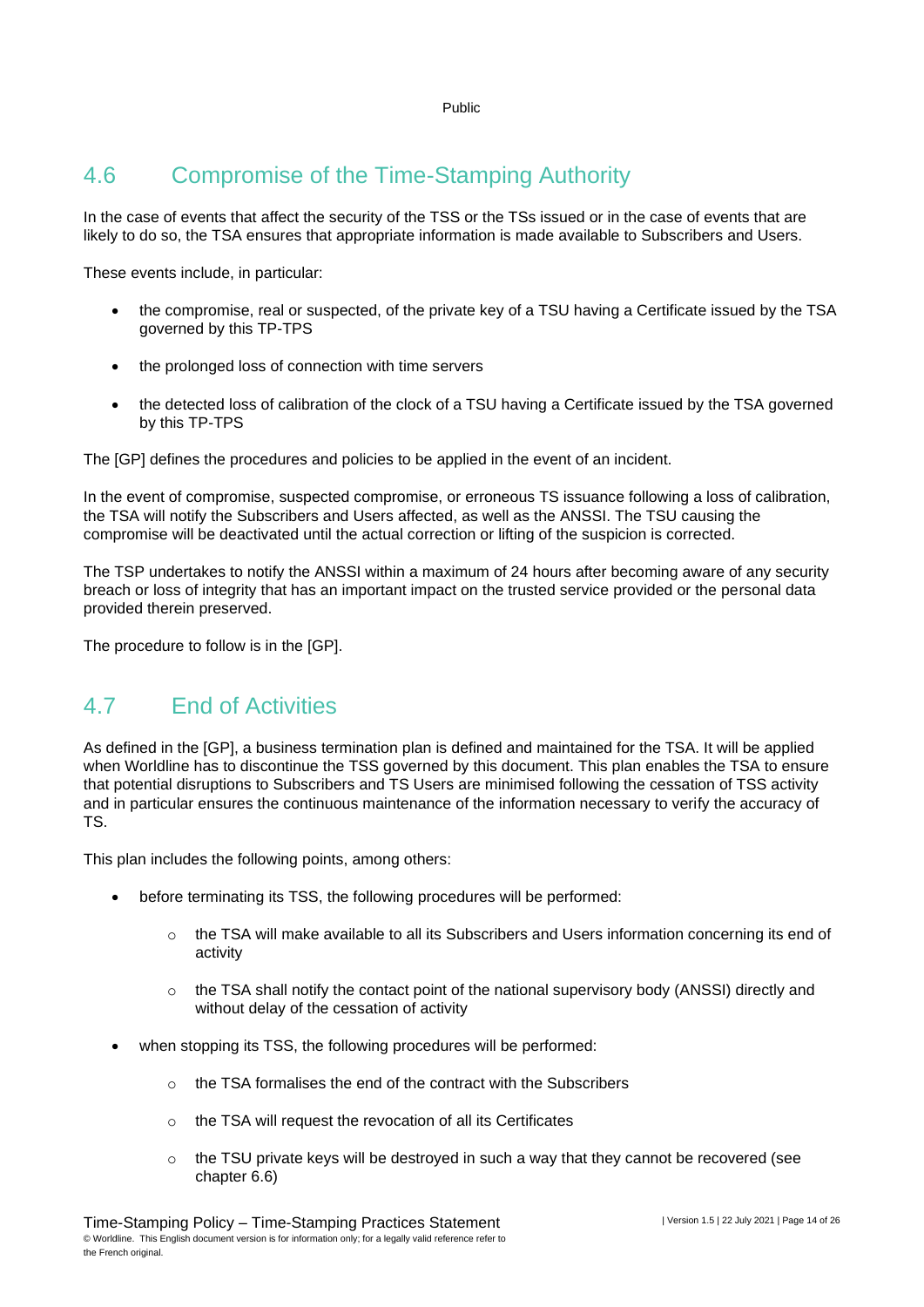## 4.6 Compromise of the Time-Stamping Authority

In the case of events that affect the security of the TSS or the TSs issued or in the case of events that are likely to do so, the TSA ensures that appropriate information is made available to Subscribers and Users.

These events include, in particular:

- the compromise, real or suspected, of the private key of a TSU having a Certificate issued by the TSA governed by this TP-TPS
- the prolonged loss of connection with time servers
- the detected loss of calibration of the clock of a TSU having a Certificate issued by the TSA governed by this TP-TPS

The [GP] defines the procedures and policies to be applied in the event of an incident.

In the event of compromise, suspected compromise, or erroneous TS issuance following a loss of calibration, the TSA will notify the Subscribers and Users affected, as well as the ANSSI. The TSU causing the compromise will be deactivated until the actual correction or lifting of the suspicion is corrected.

The TSP undertakes to notify the ANSSI within a maximum of 24 hours after becoming aware of any security breach or loss of integrity that has an important impact on the trusted service provided or the personal data provided therein preserved.

The procedure to follow is in the [GP].

## 4.7 End of Activities

As defined in the [GP], a business termination plan is defined and maintained for the TSA. It will be applied when Worldline has to discontinue the TSS governed by this document. This plan enables the TSA to ensure that potential disruptions to Subscribers and TS Users are minimised following the cessation of TSS activity and in particular ensures the continuous maintenance of the information necessary to verify the accuracy of TS.

This plan includes the following points, among others:

- before terminating its TSS, the following procedures will be performed:
  - the TSA will make available to all its Subscribers and Users information concerning its end of activity
  - the TSA shall notify the contact point of the national supervisory body (ANSSI) directly and without delay of the cessation of activity
- when stopping its TSS, the following procedures will be performed:
  - the TSA formalises the end of the contract with the Subscribers
  - the TSA will request the revocation of all its Certificates
  - the TSU private keys will be destroyed in such a way that they cannot be recovered (see chapter 6.6)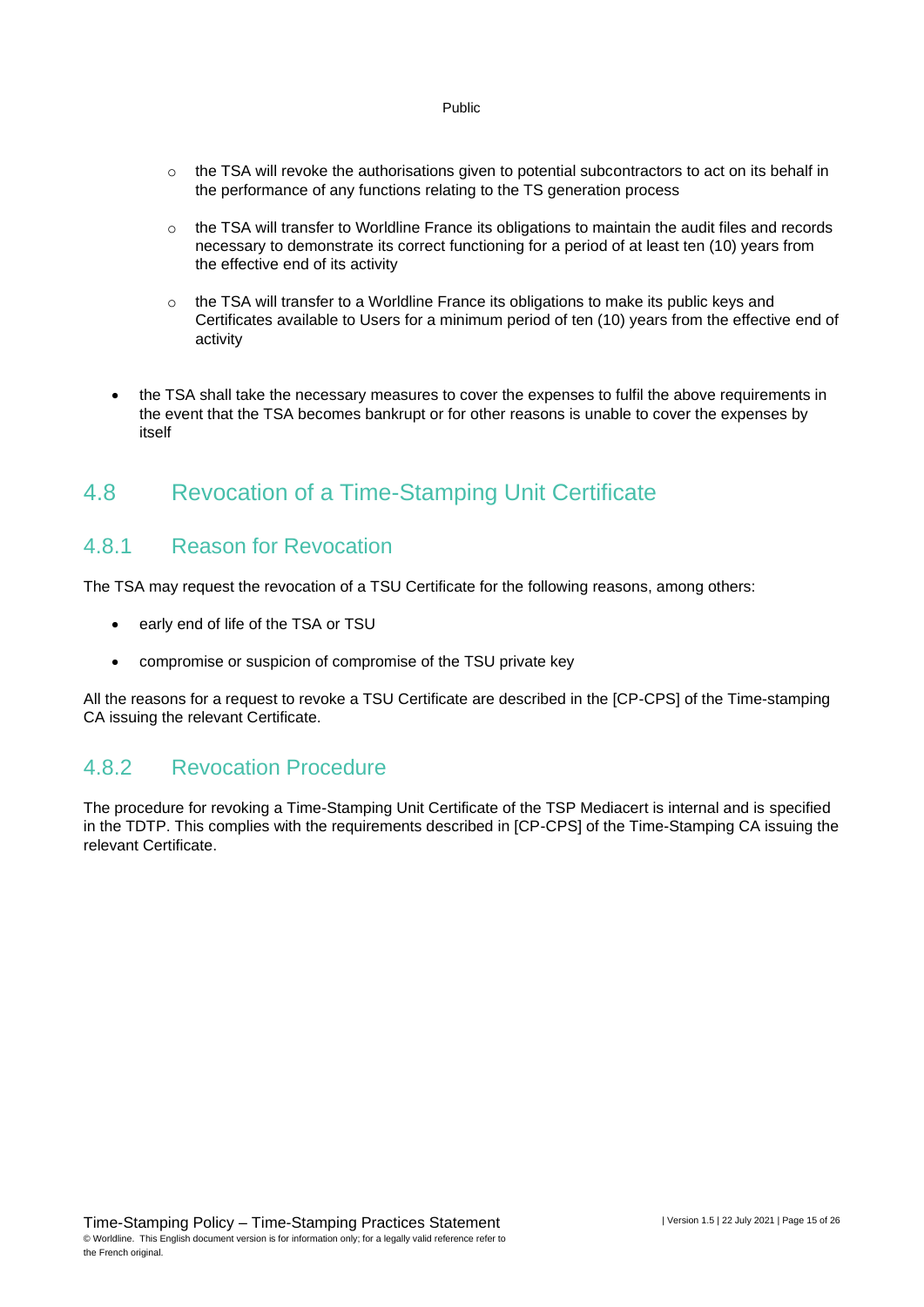- the TSA will revoke the authorisations given to potential subcontractors to act on its behalf in the performance of any functions relating to the TS generation process
    - the TSA will transfer to Worldline France its obligations to maintain the audit files and records necessary to demonstrate its correct functioning for a period of at least ten (10) years from the effective end of its activity
    - the TSA will transfer to a Worldline France its obligations to make its public keys and Certificates available to Users for a minimum period of ten (10) years from the effective end of activity

- the TSA shall take the necessary measures to cover the expenses to fulfil the above requirements in the event that the TSA becomes bankrupt or for other reasons is unable to cover the expenses by itself

## 4.8 Revocation of a Time-Stamping Unit Certificate

### 4.8.1 Reason for Revocation

The TSA may request the revocation of a TSU Certificate for the following reasons, among others:

- early end of life of the TSA or TSU
- compromise or suspicion of compromise of the TSU private key

All the reasons for a request to revoke a TSU Certificate are described in the [CP-CPS] of the Time-stamping CA issuing the relevant Certificate.

### 4.8.2 Revocation Procedure

The procedure for revoking a Time-Stamping Unit Certificate of the TSP Mediacert is internal and is specified in the TDTP. This complies with the requirements described in [CP-CPS] of the Time-Stamping CA issuing the relevant Certificate.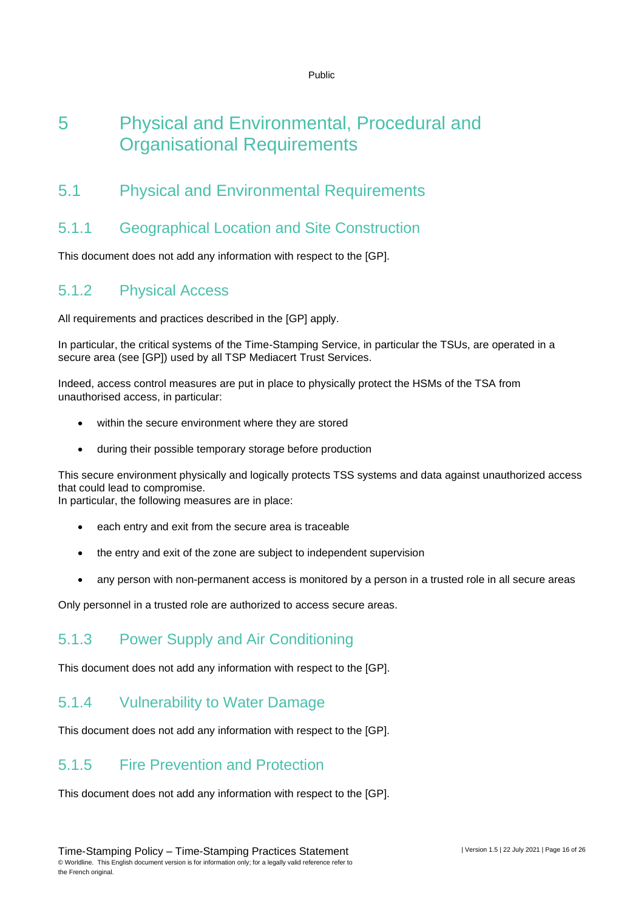# 5 Physical and Environmental, Procedural and Organisational Requirements

## 5.1 Physical and Environmental Requirements

### 5.1.1 Geographical Location and Site Construction

This document does not add any information with respect to the [GP].

### 5.1.2 Physical Access

All requirements and practices described in the [GP] apply.

In particular, the critical systems of the Time-Stamping Service, in particular the TSUs, are operated in a secure area (see [GP]) used by all TSP Mediacert Trust Services.

Indeed, access control measures are put in place to physically protect the HSMs of the TSA from unauthorised access, in particular:

- within the secure environment where they are stored
- during their possible temporary storage before production

This secure environment physically and logically protects TSS systems and data against unauthorized access that could lead to compromise.
In particular, the following measures are in place:

- each entry and exit from the secure area is traceable
- the entry and exit of the zone are subject to independent supervision
- any person with non-permanent access is monitored by a person in a trusted role in all secure areas

Only personnel in a trusted role are authorized to access secure areas.

### 5.1.3 Power Supply and Air Conditioning

This document does not add any information with respect to the [GP].

### 5.1.4 Vulnerability to Water Damage

This document does not add any information with respect to the [GP].

### 5.1.5 Fire Prevention and Protection

This document does not add any information with respect to the [GP].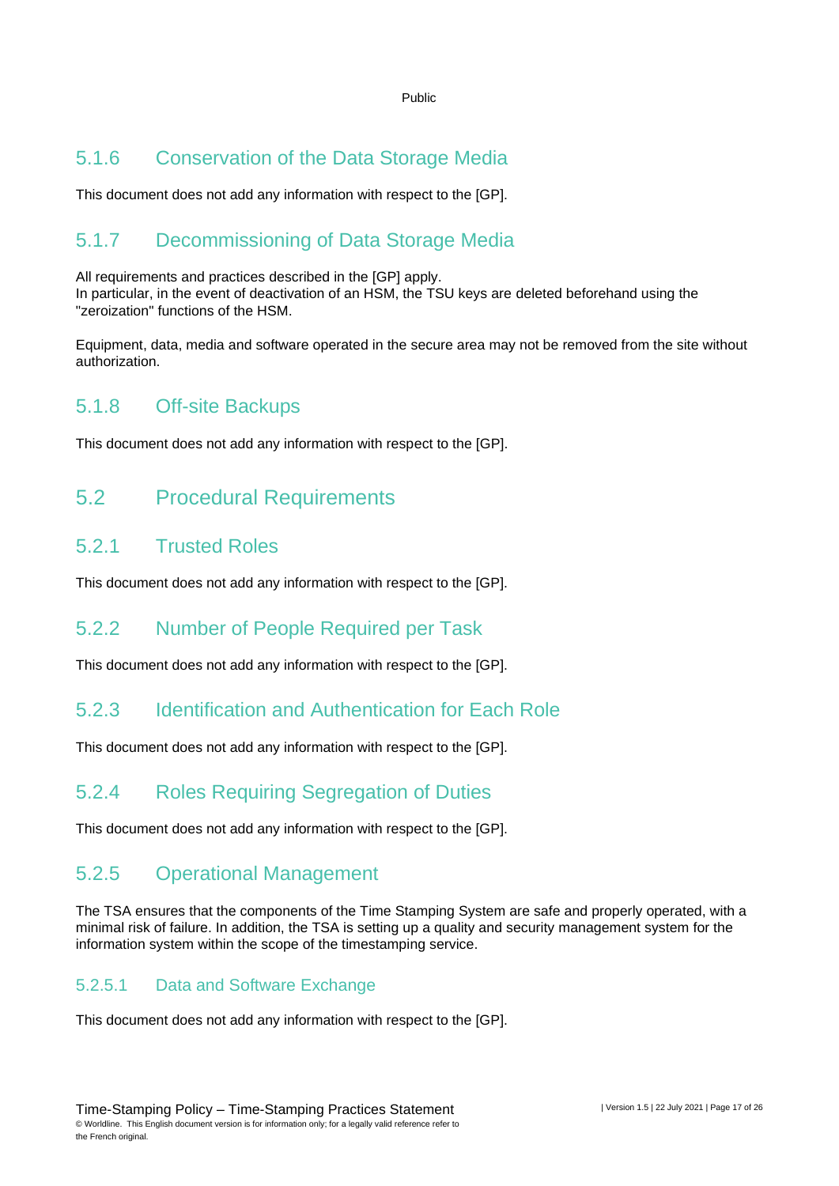### 5.1.6 Conservation of the Data Storage Media

This document does not add any information with respect to the [GP].

### 5.1.7 Decommissioning of Data Storage Media

All requirements and practices described in the [GP] apply.
In particular, in the event of deactivation of an HSM, the TSU keys are deleted beforehand using the "zeroization" functions of the HSM.

Equipment, data, media and software operated in the secure area may not be removed from the site without authorization.

### 5.1.8 Off-site Backups

This document does not add any information with respect to the [GP].

## 5.2 Procedural Requirements

### 5.2.1 Trusted Roles

This document does not add any information with respect to the [GP].

### 5.2.2 Number of People Required per Task

This document does not add any information with respect to the [GP].

### 5.2.3 Identification and Authentication for Each Role

This document does not add any information with respect to the [GP].

### 5.2.4 Roles Requiring Segregation of Duties

This document does not add any information with respect to the [GP].

### 5.2.5 Operational Management

The TSA ensures that the components of the Time Stamping System are safe and properly operated, with a minimal risk of failure. In addition, the TSA is setting up a quality and security management system for the information system within the scope of the timestamping service.

#### 5.2.5.1 Data and Software Exchange

This document does not add any information with respect to the [GP].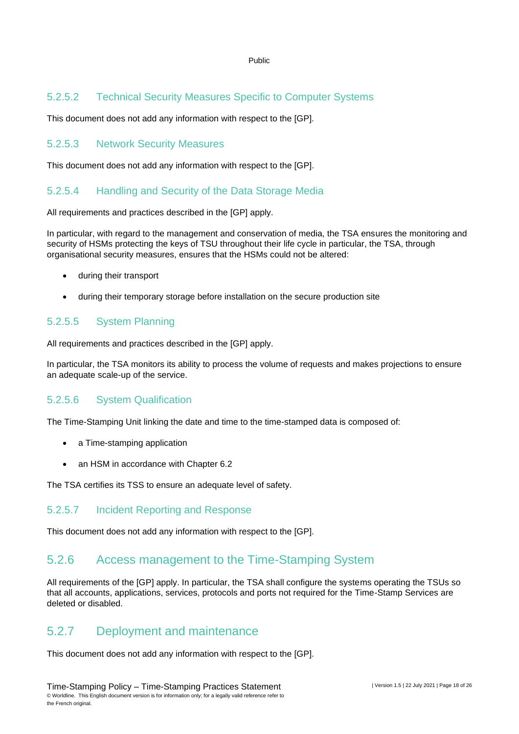#### 5.2.5.2 Technical Security Measures Specific to Computer Systems

This document does not add any information with respect to the [GP].

#### 5.2.5.3 Network Security Measures

This document does not add any information with respect to the [GP].

#### 5.2.5.4 Handling and Security of the Data Storage Media

All requirements and practices described in the [GP] apply.

In particular, with regard to the management and conservation of media, the TSA ensures the monitoring and security of HSMs protecting the keys of TSU throughout their life cycle in particular, the TSA, through organisational security measures, ensures that the HSMs could not be altered:

- during their transport
- during their temporary storage before installation on the secure production site

#### 5.2.5.5 System Planning

All requirements and practices described in the [GP] apply.

In particular, the TSA monitors its ability to process the volume of requests and makes projections to ensure an adequate scale-up of the service.

#### 5.2.5.6 System Qualification

The Time-Stamping Unit linking the date and time to the time-stamped data is composed of:

- a Time-stamping application
- an HSM in accordance with Chapter 6.2

The TSA certifies its TSS to ensure an adequate level of safety.

#### 5.2.5.7 Incident Reporting and Response

This document does not add any information with respect to the [GP].

### 5.2.6 Access management to the Time-Stamping System

All requirements of the [GP] apply. In particular, the TSA shall configure the systems operating the TSUs so that all accounts, applications, services, protocols and ports not required for the Time-Stamp Services are deleted or disabled.

### 5.2.7 Deployment and maintenance

This document does not add any information with respect to the [GP].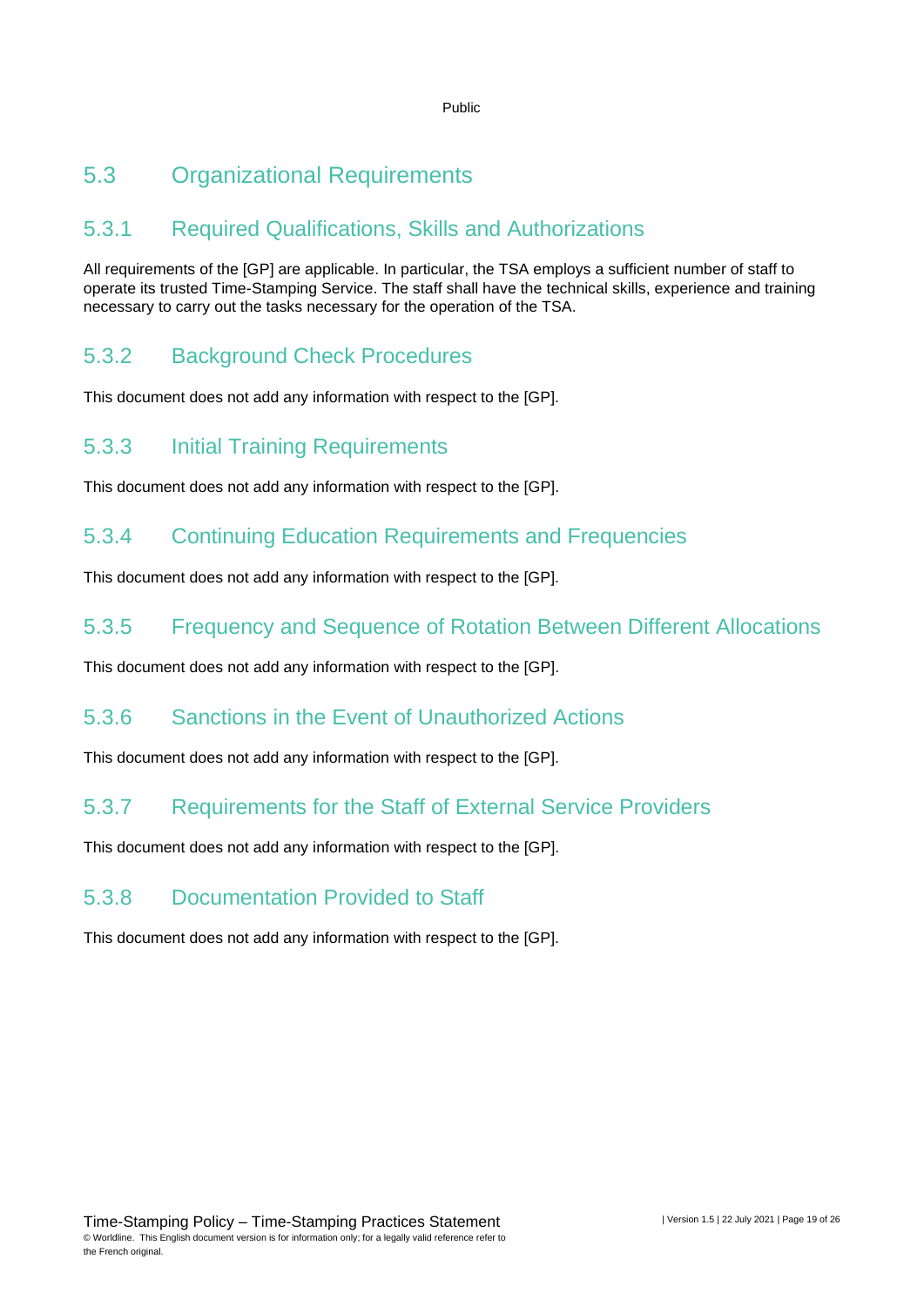## 5.3 Organizational Requirements

### 5.3.1 Required Qualifications, Skills and Authorizations

All requirements of the [GP] are applicable. In particular, the TSA employs a sufficient number of staff to operate its trusted Time-Stamping Service. The staff shall have the technical skills, experience and training necessary to carry out the tasks necessary for the operation of the TSA.

### 5.3.2 Background Check Procedures

This document does not add any information with respect to the [GP].

### 5.3.3 Initial Training Requirements

This document does not add any information with respect to the [GP].

### 5.3.4 Continuing Education Requirements and Frequencies

This document does not add any information with respect to the [GP].

### 5.3.5 Frequency and Sequence of Rotation Between Different Allocations

This document does not add any information with respect to the [GP].

### 5.3.6 Sanctions in the Event of Unauthorized Actions

This document does not add any information with respect to the [GP].

### 5.3.7 Requirements for the Staff of External Service Providers

This document does not add any information with respect to the [GP].

### 5.3.8 Documentation Provided to Staff

This document does not add any information with respect to the [GP].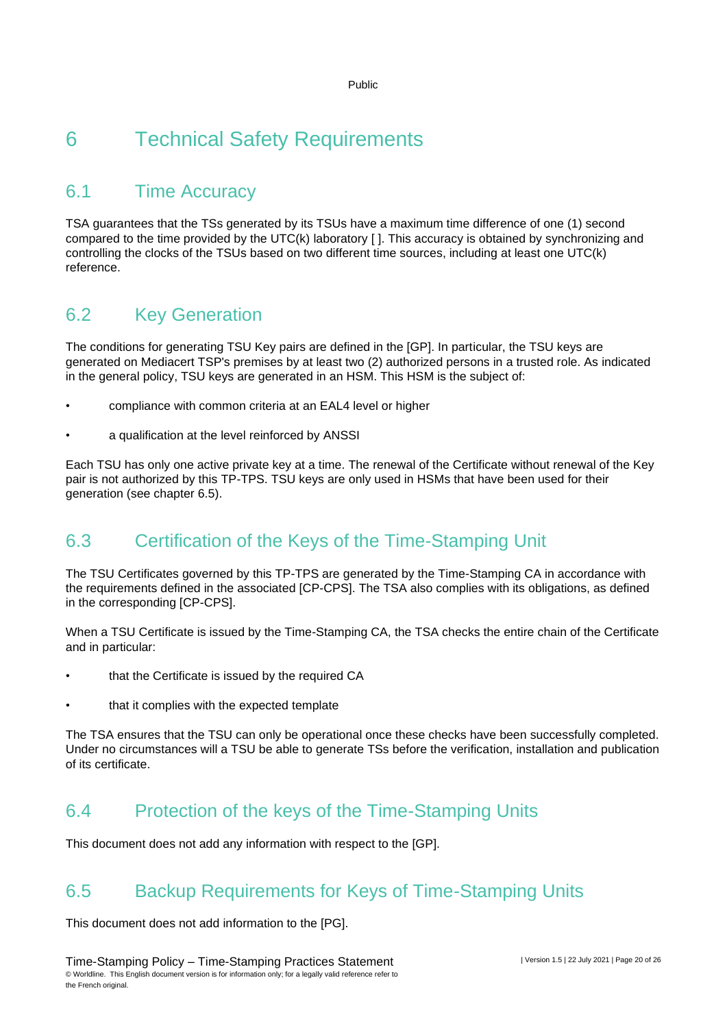# 6 Technical Safety Requirements

## 6.1 Time Accuracy

TSA guarantees that the TSs generated by its TSUs have a maximum time difference of one (1) second compared to the time provided by the UTC(k) laboratory [ ]. This accuracy is obtained by synchronizing and controlling the clocks of the TSUs based on two different time sources, including at least one UTC(k) reference.

## 6.2 Key Generation

The conditions for generating TSU Key pairs are defined in the [GP]. In particular, the TSU keys are generated on Mediacert TSP's premises by at least two (2) authorized persons in a trusted role. As indicated in the general policy, TSU keys are generated in an HSM. This HSM is the subject of:

- compliance with common criteria at an EAL4 level or higher
- a qualification at the level reinforced by ANSSI

Each TSU has only one active private key at a time. The renewal of the Certificate without renewal of the Key pair is not authorized by this TP-TPS. TSU keys are only used in HSMs that have been used for their generation (see chapter 6.5).

## 6.3 Certification of the Keys of the Time-Stamping Unit

The TSU Certificates governed by this TP-TPS are generated by the Time-Stamping CA in accordance with the requirements defined in the associated [CP-CPS]. The TSA also complies with its obligations, as defined in the corresponding [CP-CPS].

When a TSU Certificate is issued by the Time-Stamping CA, the TSA checks the entire chain of the Certificate and in particular:

- that the Certificate is issued by the required CA
- that it complies with the expected template

The TSA ensures that the TSU can only be operational once these checks have been successfully completed. Under no circumstances will a TSU be able to generate TSs before the verification, installation and publication of its certificate.

## 6.4 Protection of the keys of the Time-Stamping Units

This document does not add any information with respect to the [GP].

## 6.5 Backup Requirements for Keys of Time-Stamping Units

This document does not add information to the [PG].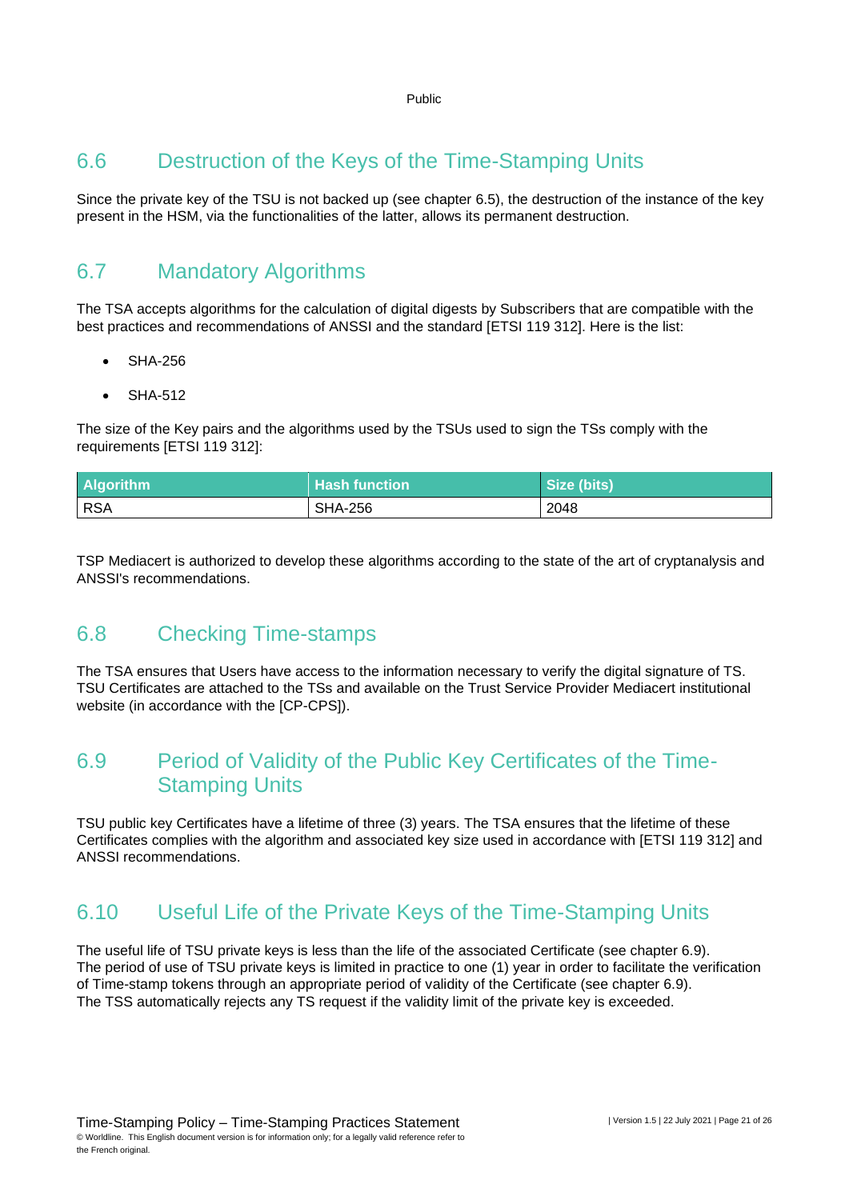## 6.6 Destruction of the Keys of the Time-Stamping Units

Since the private key of the TSU is not backed up (see chapter 6.5), the destruction of the instance of the key present in the HSM, via the functionalities of the latter, allows its permanent destruction.

## 6.7 Mandatory Algorithms

The TSA accepts algorithms for the calculation of digital digests by Subscribers that are compatible with the best practices and recommendations of ANSSI and the standard [ETSI 119 312]. Here is the list:

- SHA-256
- SHA-512

The size of the Key pairs and the algorithms used by the TSUs used to sign the TSs comply with the requirements [ETSI 119 312]:

| Algorithm | Hash function | Size (bits) |
|---|---|---|
| RSA | SHA-256 | 2048 |

TSP Mediacert is authorized to develop these algorithms according to the state of the art of cryptanalysis and ANSSI's recommendations.

## 6.8 Checking Time-stamps

The TSA ensures that Users have access to the information necessary to verify the digital signature of TS. TSU Certificates are attached to the TSs and available on the Trust Service Provider Mediacert institutional website (in accordance with the [CP-CPS]).

## 6.9 Period of Validity of the Public Key Certificates of the Time-Stamping Units

TSU public key Certificates have a lifetime of three (3) years. The TSA ensures that the lifetime of these Certificates complies with the algorithm and associated key size used in accordance with [ETSI 119 312] and ANSSI recommendations.

## 6.10 Useful Life of the Private Keys of the Time-Stamping Units

The useful life of TSU private keys is less than the life of the associated Certificate (see chapter 6.9).
The period of use of TSU private keys is limited in practice to one (1) year in order to facilitate the verification of Time-stamp tokens through an appropriate period of validity of the Certificate (see chapter 6.9).
The TSS automatically rejects any TS request if the validity limit of the private key is exceeded.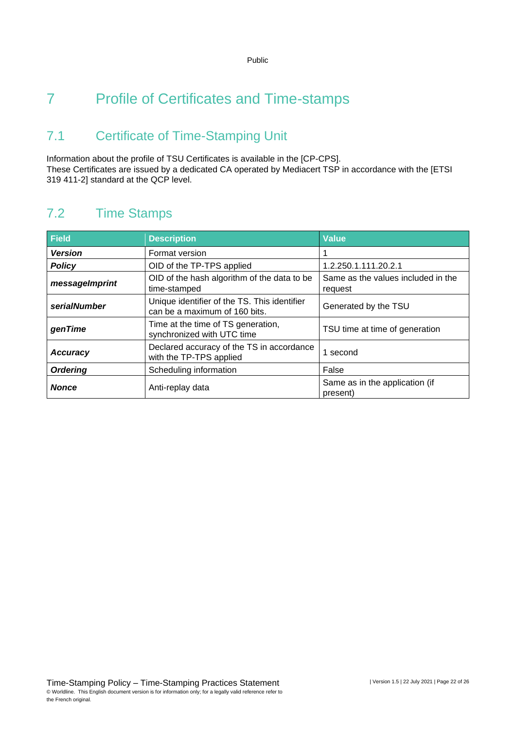# 7 Profile of Certificates and Time-stamps

## 7.1 Certificate of Time-Stamping Unit

Information about the profile of TSU Certificates is available in the [CP-CPS].
These Certificates are issued by a dedicated CA operated by Mediacert TSP in accordance with the [ETSI 319 411-2] standard at the QCP level.

## 7.2 Time Stamps

| Field | Description | Value |
|---|---|---|
| ***Version*** | Format version | 1 |
| ***Policy*** | OID of the TP-TPS applied | 1.2.250.1.111.20.2.1 |
| ***messageImprint*** | OID of the hash algorithm of the data to be time-stamped | Same as the values included in the request |
| ***serialNumber*** | Unique identifier of the TS. This identifier can be a maximum of 160 bits. | Generated by the TSU |
| ***genTime*** | Time at the time of TS generation, synchronized with UTC time | TSU time at time of generation |
| ***Accuracy*** | Declared accuracy of the TS in accordance with the TP-TPS applied | 1 second |
| ***Ordering*** | Scheduling information | False |
| ***Nonce*** | Anti-replay data | Same as in the application (if present) |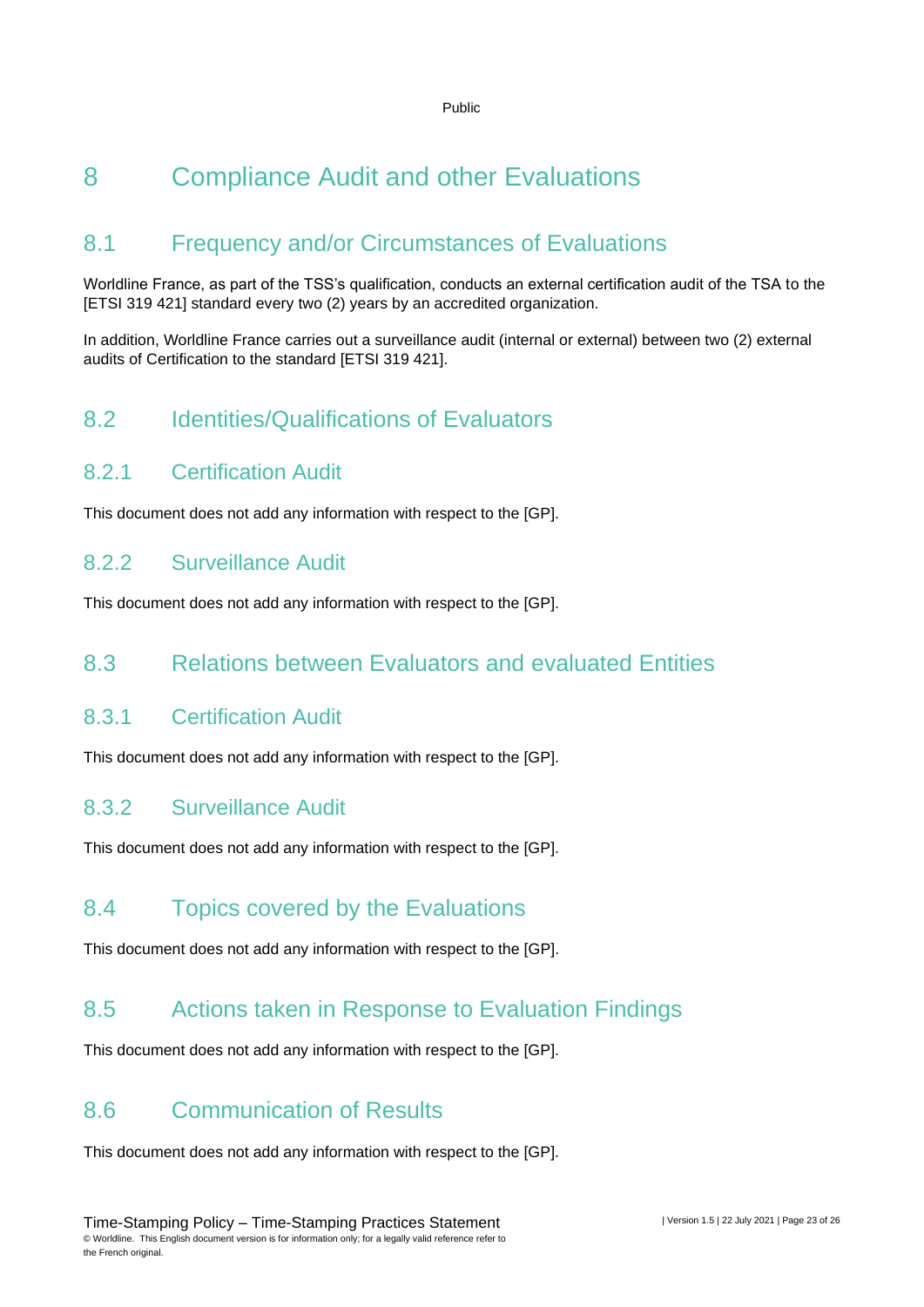# 8 Compliance Audit and other Evaluations

## 8.1 Frequency and/or Circumstances of Evaluations

Worldline France, as part of the TSS's qualification, conducts an external certification audit of the TSA to the [ETSI 319 421] standard every two (2) years by an accredited organization.

In addition, Worldline France carries out a surveillance audit (internal or external) between two (2) external audits of Certification to the standard [ETSI 319 421].

## 8.2 Identities/Qualifications of Evaluators

### 8.2.1 Certification Audit

This document does not add any information with respect to the [GP].

### 8.2.2 Surveillance Audit

This document does not add any information with respect to the [GP].

## 8.3 Relations between Evaluators and evaluated Entities

### 8.3.1 Certification Audit

This document does not add any information with respect to the [GP].

### 8.3.2 Surveillance Audit

This document does not add any information with respect to the [GP].

## 8.4 Topics covered by the Evaluations

This document does not add any information with respect to the [GP].

## 8.5 Actions taken in Response to Evaluation Findings

This document does not add any information with respect to the [GP].

## 8.6 Communication of Results

This document does not add any information with respect to the [GP].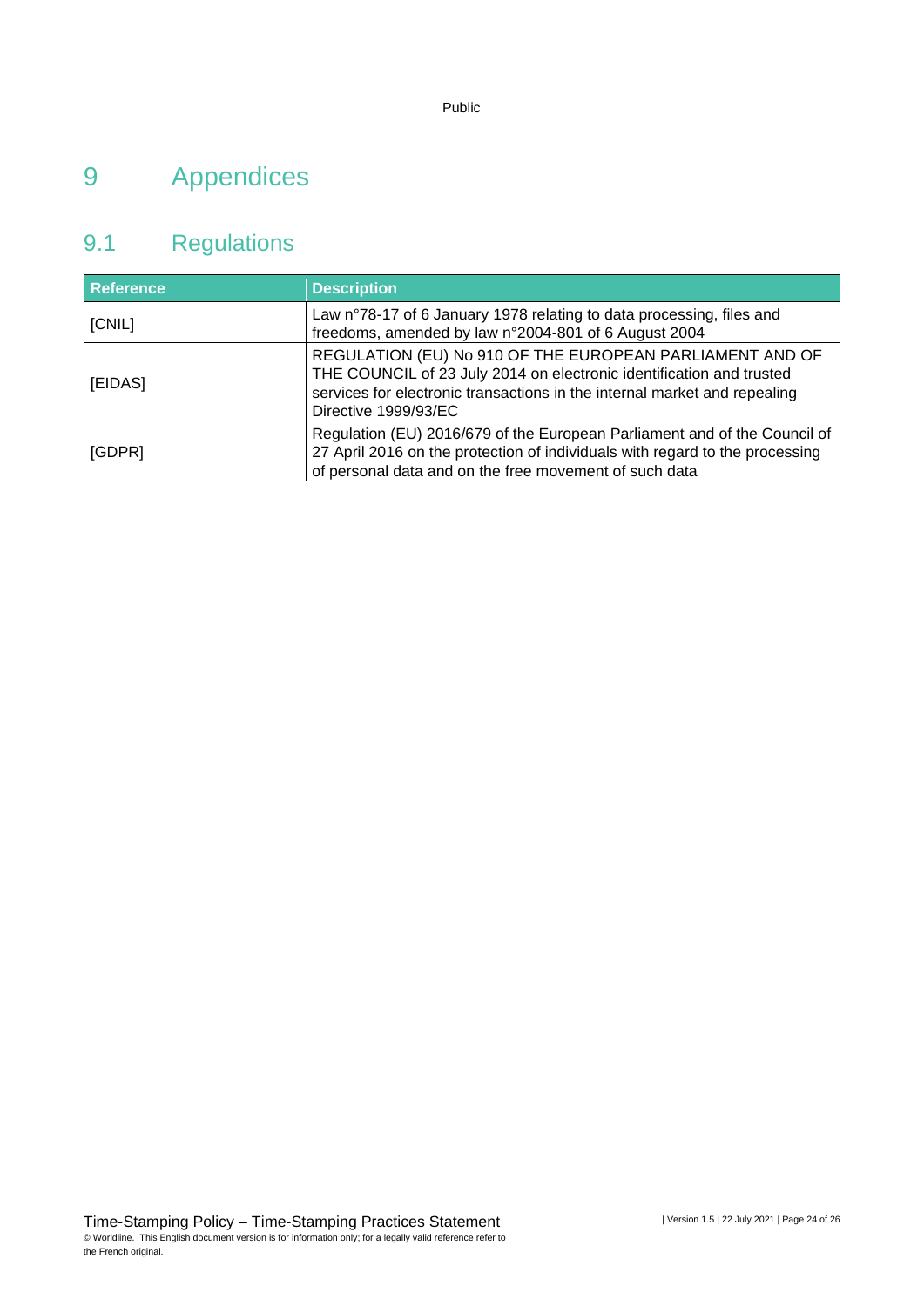# 9 Appendices

## 9.1 Regulations

| Reference | Description |
| --- | --- |
| [CNIL] | Law n°78-17 of 6 January 1978 relating to data processing, files and freedoms, amended by law n°2004-801 of 6 August 2004 |
| [EIDAS] | REGULATION (EU) No 910 OF THE EUROPEAN PARLIAMENT AND OF THE COUNCIL of 23 July 2014 on electronic identification and trusted services for electronic transactions in the internal market and repealing Directive 1999/93/EC |
| [GDPR] | Regulation (EU) 2016/679 of the European Parliament and of the Council of 27 April 2016 on the protection of individuals with regard to the processing of personal data and on the free movement of such data |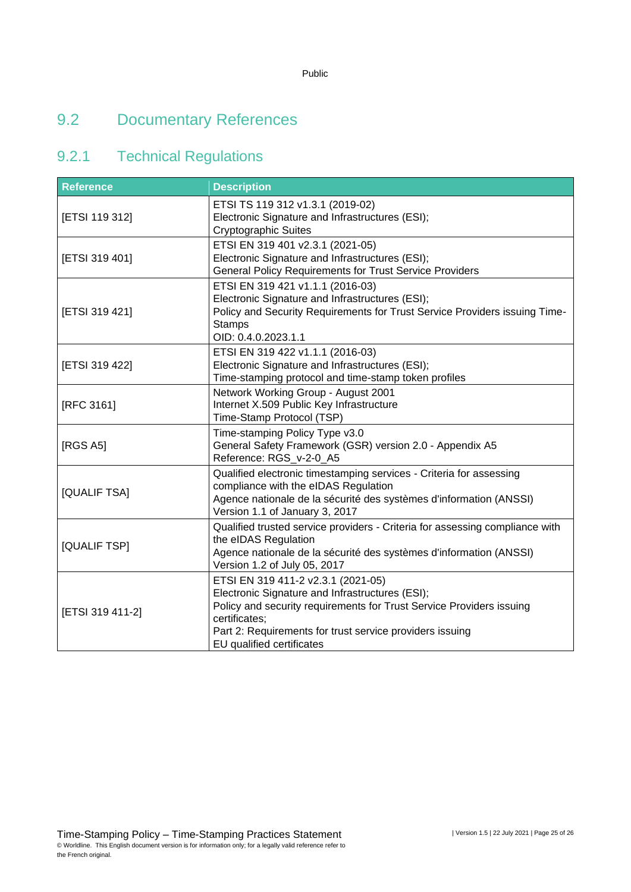## 9.2 Documentary References

### 9.2.1 Technical Regulations

| Reference | Description |
|---|---|
| [ETSI 119 312] | ETSI TS 119 312 v1.3.1 (2019-02)<br>Electronic Signature and Infrastructures (ESI);<br>Cryptographic Suites |
| [ETSI 319 401] | ETSI EN 319 401 v2.3.1 (2021-05)<br>Electronic Signature and Infrastructures (ESI);<br>General Policy Requirements for Trust Service Providers |
| [ETSI 319 421] | ETSI EN 319 421 v1.1.1 (2016-03)<br>Electronic Signature and Infrastructures (ESI);<br>Policy and Security Requirements for Trust Service Providers issuing Time-Stamps<br>OID: 0.4.0.2023.1.1 |
| [ETSI 319 422] | ETSI EN 319 422 v1.1.1 (2016-03)<br>Electronic Signature and Infrastructures (ESI);<br>Time-stamping protocol and time-stamp token profiles |
| [RFC 3161] | Network Working Group - August 2001<br>Internet X.509 Public Key Infrastructure<br>Time-Stamp Protocol (TSP) |
| [RGS A5] | Time-stamping Policy Type v3.0<br>General Safety Framework (GSR) version 2.0 - Appendix A5<br>Reference: RGS_v-2-0_A5 |
| [QUALIF TSA] | Qualified electronic timestamping services - Criteria for assessing compliance with the eIDAS Regulation<br>Agence nationale de la sécurité des systèmes d'information (ANSSI)<br>Version 1.1 of January 3, 2017 |
| [QUALIF TSP] | Qualified trusted service providers - Criteria for assessing compliance with the eIDAS Regulation<br>Agence nationale de la sécurité des systèmes d'information (ANSSI)<br>Version 1.2 of July 05, 2017 |
| [ETSI 319 411-2] | ETSI EN 319 411-2 v2.3.1 (2021-05)<br>Electronic Signature and Infrastructures (ESI);<br>Policy and security requirements for Trust Service Providers issuing certificates;<br>Part 2: Requirements for trust service providers issuing EU qualified certificates |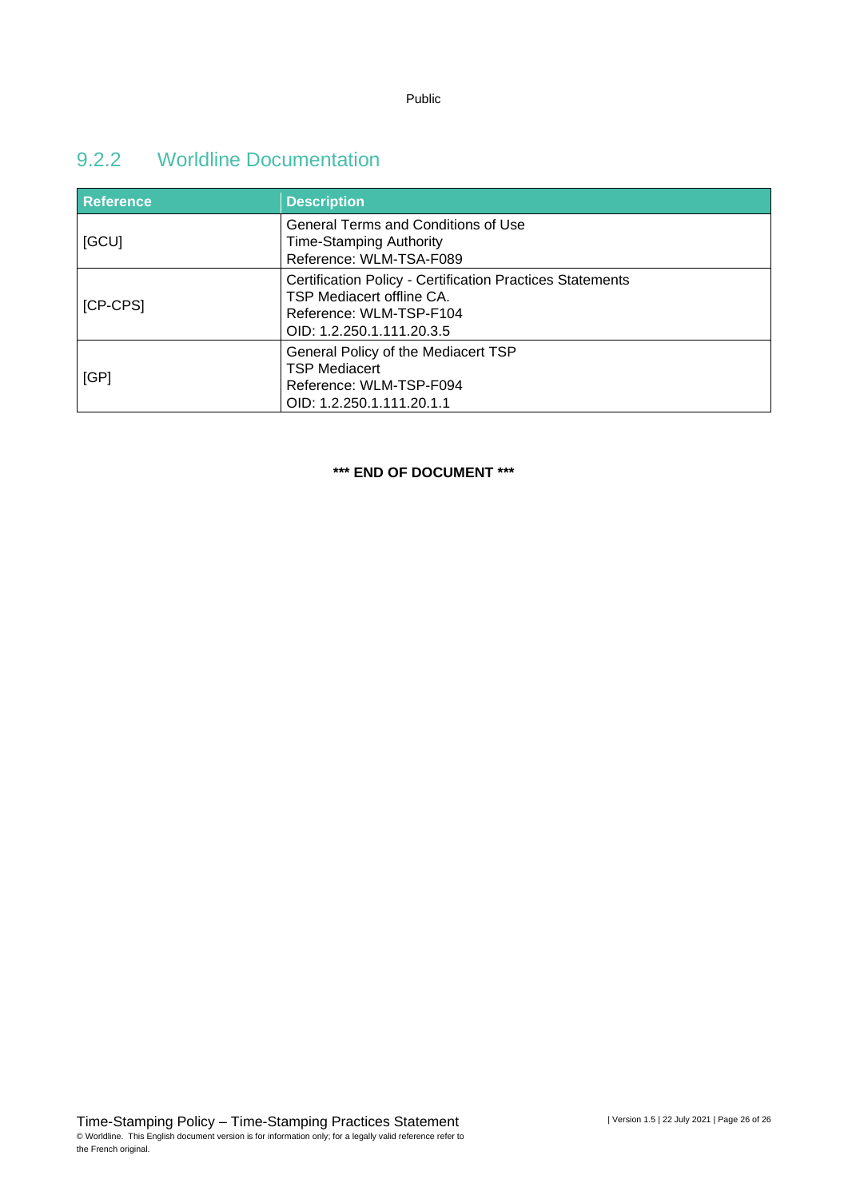### 9.2.2 Worldline Documentation

| Reference | Description |
|---|---|
| [GCU] | General Terms and Conditions of Use<br>Time-Stamping Authority<br>Reference: WLM-TSA-F089 |
| [CP-CPS] | Certification Policy - Certification Practices Statements<br>TSP Mediacert offline CA.<br>Reference: WLM-TSP-F104<br>OID: 1.2.250.1.111.20.3.5 |
| [GP] | General Policy of the Mediacert TSP<br>TSP Mediacert<br>Reference: WLM-TSP-F094<br>OID: 1.2.250.1.111.20.1.1 |

**\*\*\* END OF DOCUMENT \*\*\***